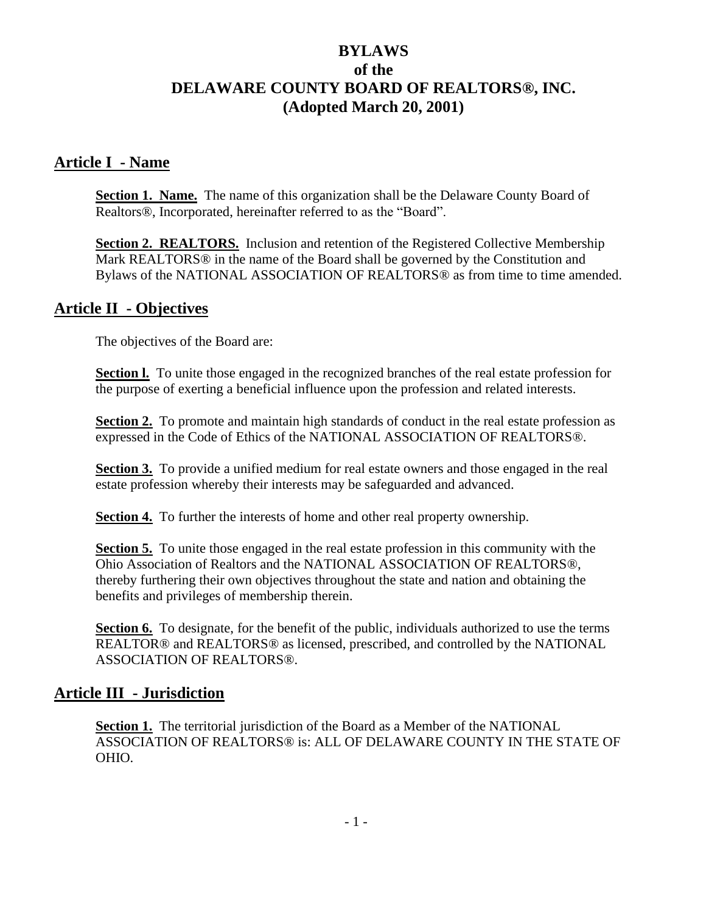# BYLAWS
# of the
# DELAWARE COUNTY BOARD OF REALTORS®, INC.
# (Adopted March 20, 2001)

## Article I - Name

**Section 1. Name.** The name of this organization shall be the Delaware County Board of Realtors®, Incorporated, hereinafter referred to as the "Board".

**Section 2. REALTORS.** Inclusion and retention of the Registered Collective Membership Mark REALTORS® in the name of the Board shall be governed by the Constitution and Bylaws of the NATIONAL ASSOCIATION OF REALTORS® as from time to time amended.

## Article II - Objectives

The objectives of the Board are:

**Section l.** To unite those engaged in the recognized branches of the real estate profession for the purpose of exerting a beneficial influence upon the profession and related interests.

**Section 2.** To promote and maintain high standards of conduct in the real estate profession as expressed in the Code of Ethics of the NATIONAL ASSOCIATION OF REALTORS®.

**Section 3.** To provide a unified medium for real estate owners and those engaged in the real estate profession whereby their interests may be safeguarded and advanced.

**Section 4.** To further the interests of home and other real property ownership.

**Section 5.** To unite those engaged in the real estate profession in this community with the Ohio Association of Realtors and the NATIONAL ASSOCIATION OF REALTORS®, thereby furthering their own objectives throughout the state and nation and obtaining the benefits and privileges of membership therein.

**Section 6.** To designate, for the benefit of the public, individuals authorized to use the terms REALTOR® and REALTORS® as licensed, prescribed, and controlled by the NATIONAL ASSOCIATION OF REALTORS®.

## Article III - Jurisdiction

**Section 1.** The territorial jurisdiction of the Board as a Member of the NATIONAL ASSOCIATION OF REALTORS® is: ALL OF DELAWARE COUNTY IN THE STATE OF OHIO.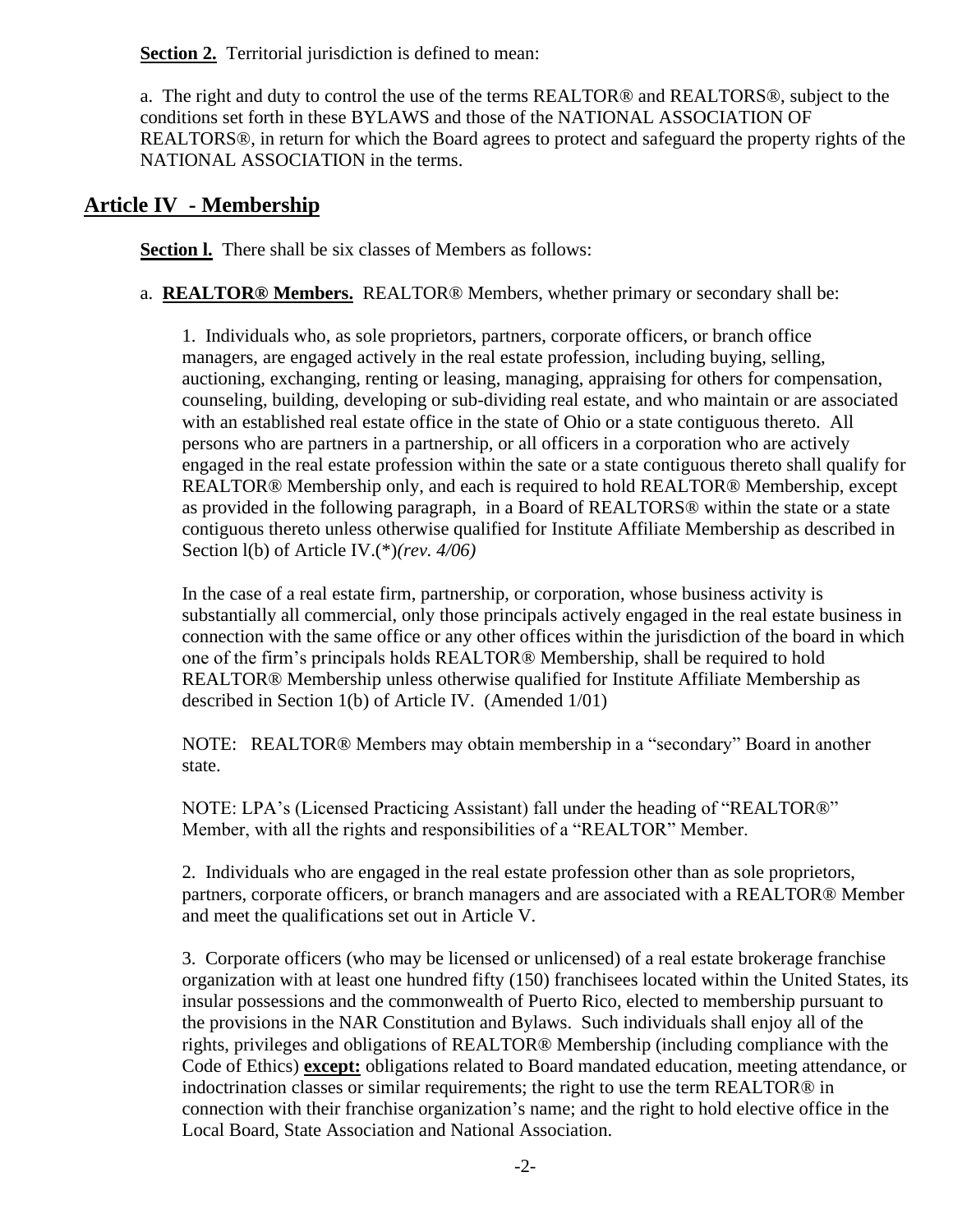**Section 2.** Territorial jurisdiction is defined to mean:

a. The right and duty to control the use of the terms REALTOR® and REALTORS®, subject to the conditions set forth in these BYLAWS and those of the NATIONAL ASSOCIATION OF REALTORS®, in return for which the Board agrees to protect and safeguard the property rights of the NATIONAL ASSOCIATION in the terms.

## Article IV - Membership

**Section l.** There shall be six classes of Members as follows:

a. **REALTOR® Members.** REALTOR® Members, whether primary or secondary shall be:

1. Individuals who, as sole proprietors, partners, corporate officers, or branch office managers, are engaged actively in the real estate profession, including buying, selling, auctioning, exchanging, renting or leasing, managing, appraising for others for compensation, counseling, building, developing or sub-dividing real estate, and who maintain or are associated with an established real estate office in the state of Ohio or a state contiguous thereto. All persons who are partners in a partnership, or all officers in a corporation who are actively engaged in the real estate profession within the sate or a state contiguous thereto shall qualify for REALTOR® Membership only, and each is required to hold REALTOR® Membership, except as provided in the following paragraph, in a Board of REALTORS® within the state or a state contiguous thereto unless otherwise qualified for Institute Affiliate Membership as described in Section l(b) of Article IV.(*)*(rev. 4/06)*

In the case of a real estate firm, partnership, or corporation, whose business activity is substantially all commercial, only those principals actively engaged in the real estate business in connection with the same office or any other offices within the jurisdiction of the board in which one of the firm's principals holds REALTOR® Membership, shall be required to hold REALTOR® Membership unless otherwise qualified for Institute Affiliate Membership as described in Section 1(b) of Article IV. (Amended 1/01)

NOTE: REALTOR® Members may obtain membership in a "secondary" Board in another state.

NOTE: LPA's (Licensed Practicing Assistant) fall under the heading of "REALTOR®" Member, with all the rights and responsibilities of a "REALTOR" Member.

2. Individuals who are engaged in the real estate profession other than as sole proprietors, partners, corporate officers, or branch managers and are associated with a REALTOR® Member and meet the qualifications set out in Article V.

3. Corporate officers (who may be licensed or unlicensed) of a real estate brokerage franchise organization with at least one hundred fifty (150) franchisees located within the United States, its insular possessions and the commonwealth of Puerto Rico, elected to membership pursuant to the provisions in the NAR Constitution and Bylaws. Such individuals shall enjoy all of the rights, privileges and obligations of REALTOR® Membership (including compliance with the Code of Ethics) **except:** obligations related to Board mandated education, meeting attendance, or indoctrination classes or similar requirements; the right to use the term REALTOR® in connection with their franchise organization's name; and the right to hold elective office in the Local Board, State Association and National Association.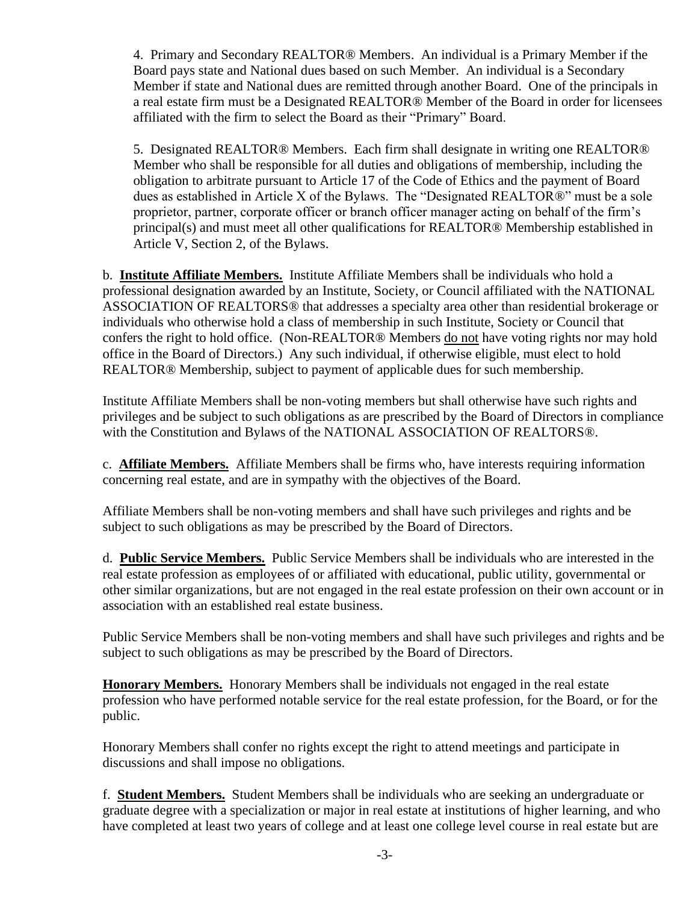4. Primary and Secondary REALTOR® Members. An individual is a Primary Member if the Board pays state and National dues based on such Member. An individual is a Secondary Member if state and National dues are remitted through another Board. One of the principals in a real estate firm must be a Designated REALTOR® Member of the Board in order for licensees affiliated with the firm to select the Board as their "Primary" Board.

5. Designated REALTOR® Members. Each firm shall designate in writing one REALTOR® Member who shall be responsible for all duties and obligations of membership, including the obligation to arbitrate pursuant to Article 17 of the Code of Ethics and the payment of Board dues as established in Article X of the Bylaws. The "Designated REALTOR®" must be a sole proprietor, partner, corporate officer or branch officer manager acting on behalf of the firm's principal(s) and must meet all other qualifications for REALTOR® Membership established in Article V, Section 2, of the Bylaws.

b. **Institute Affiliate Members.** Institute Affiliate Members shall be individuals who hold a professional designation awarded by an Institute, Society, or Council affiliated with the NATIONAL ASSOCIATION OF REALTORS® that addresses a specialty area other than residential brokerage or individuals who otherwise hold a class of membership in such Institute, Society or Council that confers the right to hold office. (Non-REALTOR® Members do not have voting rights nor may hold office in the Board of Directors.) Any such individual, if otherwise eligible, must elect to hold REALTOR® Membership, subject to payment of applicable dues for such membership.

Institute Affiliate Members shall be non-voting members but shall otherwise have such rights and privileges and be subject to such obligations as are prescribed by the Board of Directors in compliance with the Constitution and Bylaws of the NATIONAL ASSOCIATION OF REALTORS®.

c. **Affiliate Members.** Affiliate Members shall be firms who, have interests requiring information concerning real estate, and are in sympathy with the objectives of the Board.

Affiliate Members shall be non-voting members and shall have such privileges and rights and be subject to such obligations as may be prescribed by the Board of Directors.

d. **Public Service Members.** Public Service Members shall be individuals who are interested in the real estate profession as employees of or affiliated with educational, public utility, governmental or other similar organizations, but are not engaged in the real estate profession on their own account or in association with an established real estate business.

Public Service Members shall be non-voting members and shall have such privileges and rights and be subject to such obligations as may be prescribed by the Board of Directors.

**Honorary Members.** Honorary Members shall be individuals not engaged in the real estate profession who have performed notable service for the real estate profession, for the Board, or for the public.

Honorary Members shall confer no rights except the right to attend meetings and participate in discussions and shall impose no obligations.

f. **Student Members.** Student Members shall be individuals who are seeking an undergraduate or graduate degree with a specialization or major in real estate at institutions of higher learning, and who have completed at least two years of college and at least one college level course in real estate but are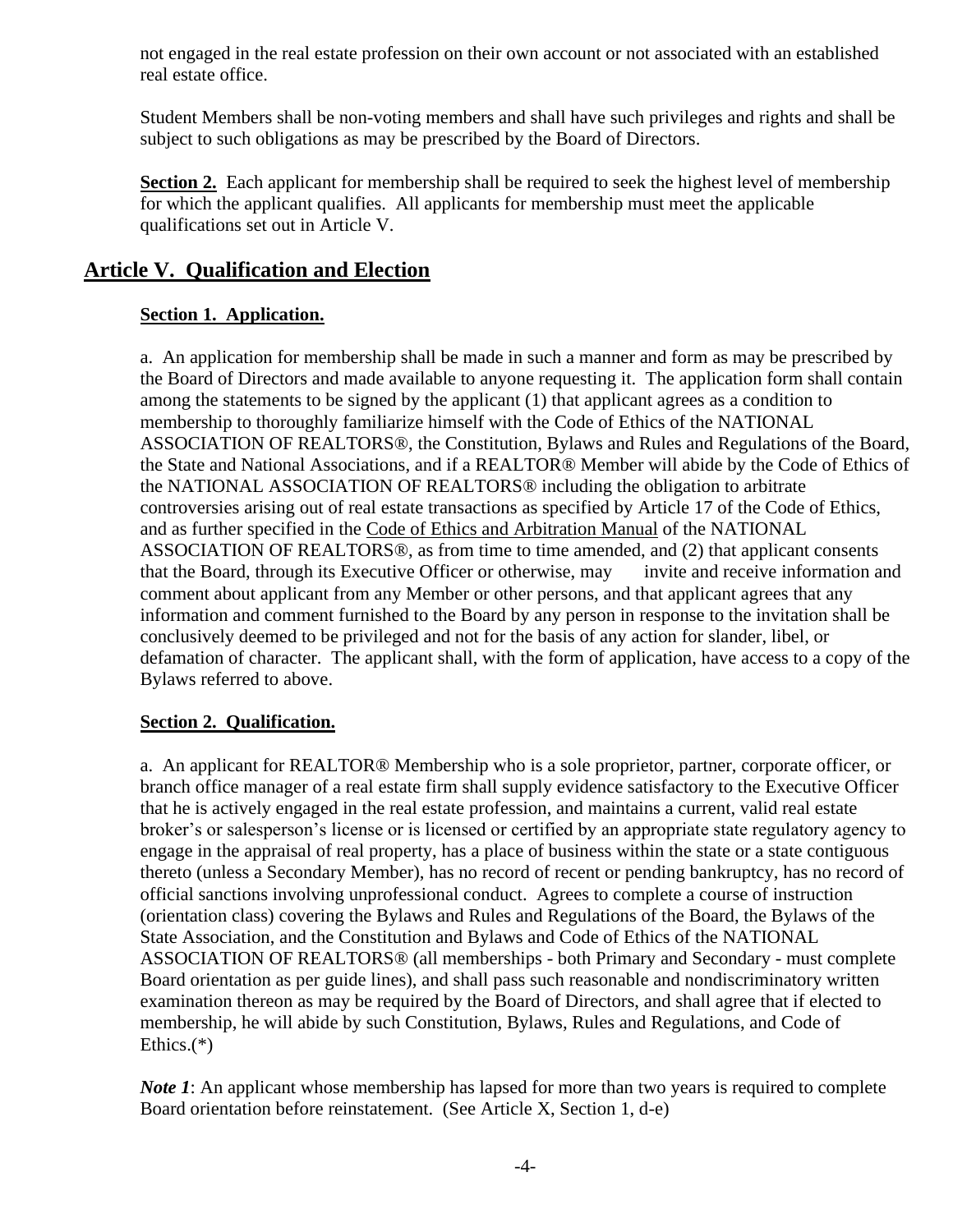not engaged in the real estate profession on their own account or not associated with an established real estate office.

Student Members shall be non-voting members and shall have such privileges and rights and shall be subject to such obligations as may be prescribed by the Board of Directors.

**Section 2.** Each applicant for membership shall be required to seek the highest level of membership for which the applicant qualifies. All applicants for membership must meet the applicable qualifications set out in Article V.

## Article V. Qualification and Election

### Section 1. Application.

a. An application for membership shall be made in such a manner and form as may be prescribed by the Board of Directors and made available to anyone requesting it. The application form shall contain among the statements to be signed by the applicant (1) that applicant agrees as a condition to membership to thoroughly familiarize himself with the Code of Ethics of the NATIONAL ASSOCIATION OF REALTORS®, the Constitution, Bylaws and Rules and Regulations of the Board, the State and National Associations, and if a REALTOR® Member will abide by the Code of Ethics of the NATIONAL ASSOCIATION OF REALTORS® including the obligation to arbitrate controversies arising out of real estate transactions as specified by Article 17 of the Code of Ethics, and as further specified in the Code of Ethics and Arbitration Manual of the NATIONAL ASSOCIATION OF REALTORS®, as from time to time amended, and (2) that applicant consents that the Board, through its Executive Officer or otherwise, may invite and receive information and comment about applicant from any Member or other persons, and that applicant agrees that any information and comment furnished to the Board by any person in response to the invitation shall be conclusively deemed to be privileged and not for the basis of any action for slander, libel, or defamation of character. The applicant shall, with the form of application, have access to a copy of the Bylaws referred to above.

### Section 2. Qualification.

a. An applicant for REALTOR® Membership who is a sole proprietor, partner, corporate officer, or branch office manager of a real estate firm shall supply evidence satisfactory to the Executive Officer that he is actively engaged in the real estate profession, and maintains a current, valid real estate broker's or salesperson's license or is licensed or certified by an appropriate state regulatory agency to engage in the appraisal of real property, has a place of business within the state or a state contiguous thereto (unless a Secondary Member), has no record of recent or pending bankruptcy, has no record of official sanctions involving unprofessional conduct. Agrees to complete a course of instruction (orientation class) covering the Bylaws and Rules and Regulations of the Board, the Bylaws of the State Association, and the Constitution and Bylaws and Code of Ethics of the NATIONAL ASSOCIATION OF REALTORS® (all memberships - both Primary and Secondary - must complete Board orientation as per guide lines), and shall pass such reasonable and nondiscriminatory written examination thereon as may be required by the Board of Directors, and shall agree that if elected to membership, he will abide by such Constitution, Bylaws, Rules and Regulations, and Code of Ethics.(*)

***Note 1***: An applicant whose membership has lapsed for more than two years is required to complete Board orientation before reinstatement. (See Article X, Section 1, d-e)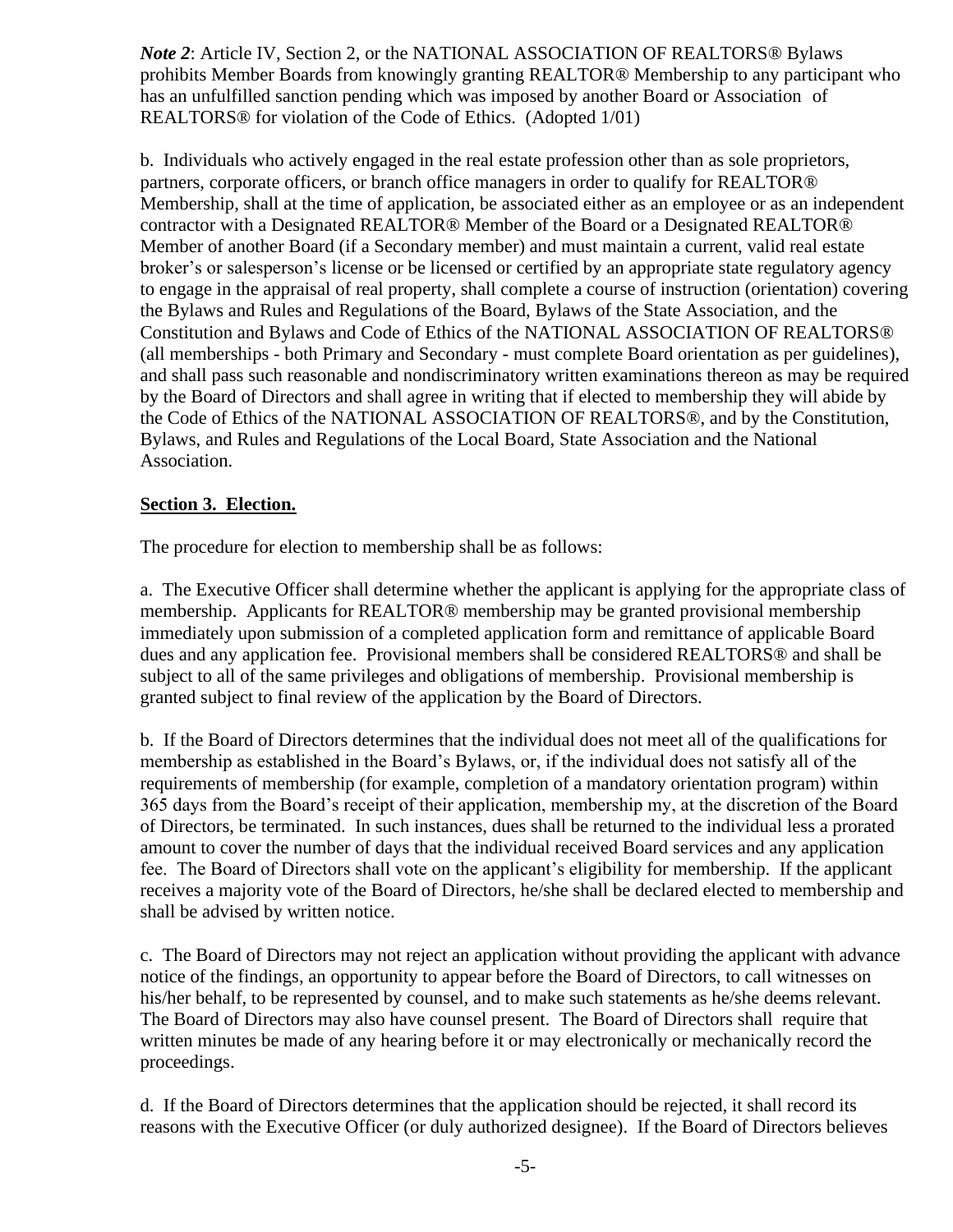***Note 2***: Article IV, Section 2, or the NATIONAL ASSOCIATION OF REALTORS® Bylaws prohibits Member Boards from knowingly granting REALTOR® Membership to any participant who has an unfulfilled sanction pending which was imposed by another Board or Association of REALTORS® for violation of the Code of Ethics. (Adopted 1/01)

b. Individuals who actively engaged in the real estate profession other than as sole proprietors, partners, corporate officers, or branch office managers in order to qualify for REALTOR® Membership, shall at the time of application, be associated either as an employee or as an independent contractor with a Designated REALTOR® Member of the Board or a Designated REALTOR® Member of another Board (if a Secondary member) and must maintain a current, valid real estate broker's or salesperson's license or be licensed or certified by an appropriate state regulatory agency to engage in the appraisal of real property, shall complete a course of instruction (orientation) covering the Bylaws and Rules and Regulations of the Board, Bylaws of the State Association, and the Constitution and Bylaws and Code of Ethics of the NATIONAL ASSOCIATION OF REALTORS® (all memberships - both Primary and Secondary - must complete Board orientation as per guidelines), and shall pass such reasonable and nondiscriminatory written examinations thereon as may be required by the Board of Directors and shall agree in writing that if elected to membership they will abide by the Code of Ethics of the NATIONAL ASSOCIATION OF REALTORS®, and by the Constitution, Bylaws, and Rules and Regulations of the Local Board, State Association and the National Association.

**Section 3. Election.**

The procedure for election to membership shall be as follows:

a. The Executive Officer shall determine whether the applicant is applying for the appropriate class of membership. Applicants for REALTOR® membership may be granted provisional membership immediately upon submission of a completed application form and remittance of applicable Board dues and any application fee. Provisional members shall be considered REALTORS® and shall be subject to all of the same privileges and obligations of membership. Provisional membership is granted subject to final review of the application by the Board of Directors.

b. If the Board of Directors determines that the individual does not meet all of the qualifications for membership as established in the Board's Bylaws, or, if the individual does not satisfy all of the requirements of membership (for example, completion of a mandatory orientation program) within 365 days from the Board's receipt of their application, membership my, at the discretion of the Board of Directors, be terminated. In such instances, dues shall be returned to the individual less a prorated amount to cover the number of days that the individual received Board services and any application fee. The Board of Directors shall vote on the applicant's eligibility for membership. If the applicant receives a majority vote of the Board of Directors, he/she shall be declared elected to membership and shall be advised by written notice.

c. The Board of Directors may not reject an application without providing the applicant with advance notice of the findings, an opportunity to appear before the Board of Directors, to call witnesses on his/her behalf, to be represented by counsel, and to make such statements as he/she deems relevant. The Board of Directors may also have counsel present. The Board of Directors shall require that written minutes be made of any hearing before it or may electronically or mechanically record the proceedings.

d. If the Board of Directors determines that the application should be rejected, it shall record its reasons with the Executive Officer (or duly authorized designee). If the Board of Directors believes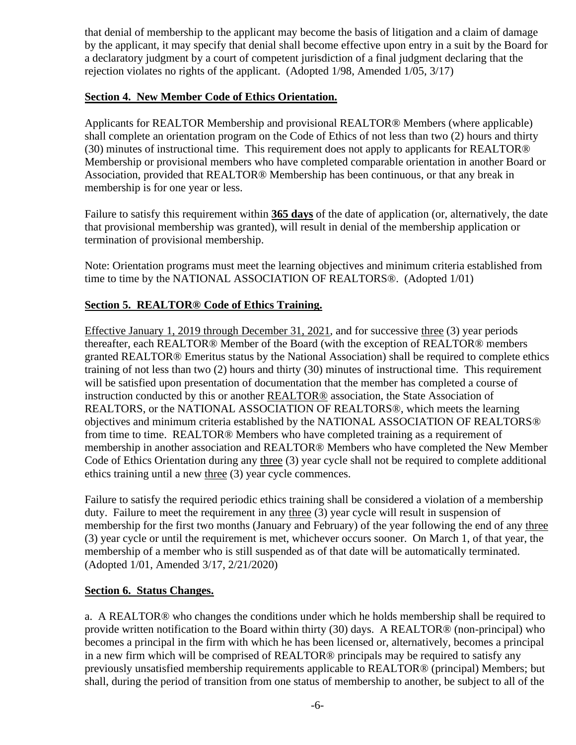that denial of membership to the applicant may become the basis of litigation and a claim of damage by the applicant, it may specify that denial shall become effective upon entry in a suit by the Board for a declaratory judgment by a court of competent jurisdiction of a final judgment declaring that the rejection violates no rights of the applicant. (Adopted 1/98, Amended 1/05, 3/17)

**Section 4. New Member Code of Ethics Orientation.**

Applicants for REALTOR Membership and provisional REALTOR® Members (where applicable) shall complete an orientation program on the Code of Ethics of not less than two (2) hours and thirty (30) minutes of instructional time. This requirement does not apply to applicants for REALTOR® Membership or provisional members who have completed comparable orientation in another Board or Association, provided that REALTOR® Membership has been continuous, or that any break in membership is for one year or less.

Failure to satisfy this requirement within **365 days** of the date of application (or, alternatively, the date that provisional membership was granted), will result in denial of the membership application or termination of provisional membership.

Note: Orientation programs must meet the learning objectives and minimum criteria established from time to time by the NATIONAL ASSOCIATION OF REALTORS®. (Adopted 1/01)

**Section 5. REALTOR® Code of Ethics Training.**

Effective January 1, 2019 through December 31, 2021, and for successive three (3) year periods thereafter, each REALTOR® Member of the Board (with the exception of REALTOR® members granted REALTOR® Emeritus status by the National Association) shall be required to complete ethics training of not less than two (2) hours and thirty (30) minutes of instructional time. This requirement will be satisfied upon presentation of documentation that the member has completed a course of instruction conducted by this or another REALTOR® association, the State Association of REALTORS, or the NATIONAL ASSOCIATION OF REALTORS®, which meets the learning objectives and minimum criteria established by the NATIONAL ASSOCIATION OF REALTORS® from time to time. REALTOR® Members who have completed training as a requirement of membership in another association and REALTOR® Members who have completed the New Member Code of Ethics Orientation during any three (3) year cycle shall not be required to complete additional ethics training until a new three (3) year cycle commences.

Failure to satisfy the required periodic ethics training shall be considered a violation of a membership duty. Failure to meet the requirement in any three (3) year cycle will result in suspension of membership for the first two months (January and February) of the year following the end of any three (3) year cycle or until the requirement is met, whichever occurs sooner. On March 1, of that year, the membership of a member who is still suspended as of that date will be automatically terminated. (Adopted 1/01, Amended 3/17, 2/21/2020)

**Section 6. Status Changes.**

a. A REALTOR® who changes the conditions under which he holds membership shall be required to provide written notification to the Board within thirty (30) days. A REALTOR® (non-principal) who becomes a principal in the firm with which he has been licensed or, alternatively, becomes a principal in a new firm which will be comprised of REALTOR® principals may be required to satisfy any previously unsatisfied membership requirements applicable to REALTOR® (principal) Members; but shall, during the period of transition from one status of membership to another, be subject to all of the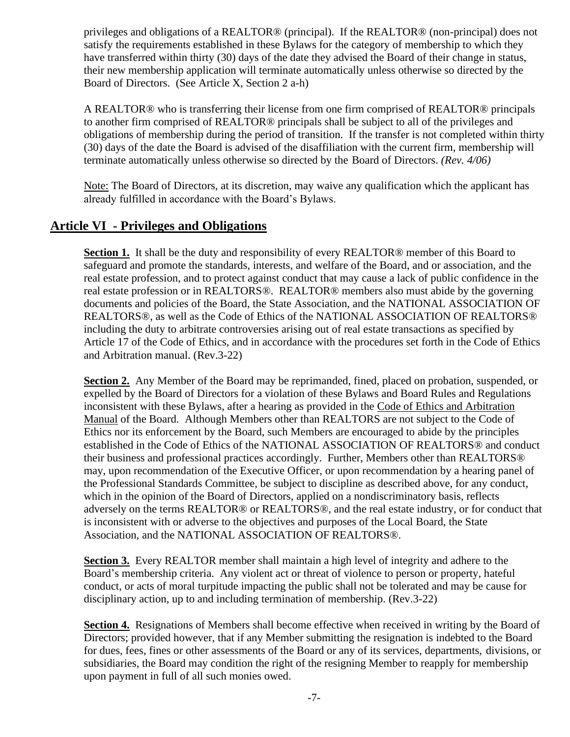privileges and obligations of a REALTOR® (principal). If the REALTOR® (non-principal) does not satisfy the requirements established in these Bylaws for the category of membership to which they have transferred within thirty (30) days of the date they advised the Board of their change in status, their new membership application will terminate automatically unless otherwise so directed by the Board of Directors. (See Article X, Section 2 a-h)

A REALTOR® who is transferring their license from one firm comprised of REALTOR® principals to another firm comprised of REALTOR® principals shall be subject to all of the privileges and obligations of membership during the period of transition. If the transfer is not completed within thirty (30) days of the date the Board is advised of the disaffiliation with the current firm, membership will terminate automatically unless otherwise so directed by the Board of Directors. *(Rev. 4/06)*

<u>Note:</u> The Board of Directors, at its discretion, may waive any qualification which the applicant has already fulfilled in accordance with the Board's Bylaws.

## Article VI - Privileges and Obligations

**Section 1.** It shall be the duty and responsibility of every REALTOR® member of this Board to safeguard and promote the standards, interests, and welfare of the Board, and or association, and the real estate profession, and to protect against conduct that may cause a lack of public confidence in the real estate profession or in REALTORS®. REALTOR® members also must abide by the governing documents and policies of the Board, the State Association, and the NATIONAL ASSOCIATION OF REALTORS®, as well as the Code of Ethics of the NATIONAL ASSOCIATION OF REALTORS® including the duty to arbitrate controversies arising out of real estate transactions as specified by Article 17 of the Code of Ethics, and in accordance with the procedures set forth in the Code of Ethics and Arbitration manual. (Rev.3-22)

**Section 2.** Any Member of the Board may be reprimanded, fined, placed on probation, suspended, or expelled by the Board of Directors for a violation of these Bylaws and Board Rules and Regulations inconsistent with these Bylaws, after a hearing as provided in the <u>Code of Ethics and Arbitration Manual</u> of the Board. Although Members other than REALTORS are not subject to the Code of Ethics nor its enforcement by the Board, such Members are encouraged to abide by the principles established in the Code of Ethics of the NATIONAL ASSOCIATION OF REALTORS® and conduct their business and professional practices accordingly. Further, Members other than REALTORS® may, upon recommendation of the Executive Officer, or upon recommendation by a hearing panel of the Professional Standards Committee, be subject to discipline as described above, for any conduct, which in the opinion of the Board of Directors, applied on a nondiscriminatory basis, reflects adversely on the terms REALTOR® or REALTORS®, and the real estate industry, or for conduct that is inconsistent with or adverse to the objectives and purposes of the Local Board, the State Association, and the NATIONAL ASSOCIATION OF REALTORS®.

**Section 3.** Every REALTOR member shall maintain a high level of integrity and adhere to the Board's membership criteria. Any violent act or threat of violence to person or property, hateful conduct, or acts of moral turpitude impacting the public shall not be tolerated and may be cause for disciplinary action, up to and including termination of membership. (Rev.3-22)

**Section 4.** Resignations of Members shall become effective when received in writing by the Board of Directors; provided however, that if any Member submitting the resignation is indebted to the Board for dues, fees, fines or other assessments of the Board or any of its services, departments, divisions, or subsidiaries, the Board may condition the right of the resigning Member to reapply for membership upon payment in full of all such monies owed.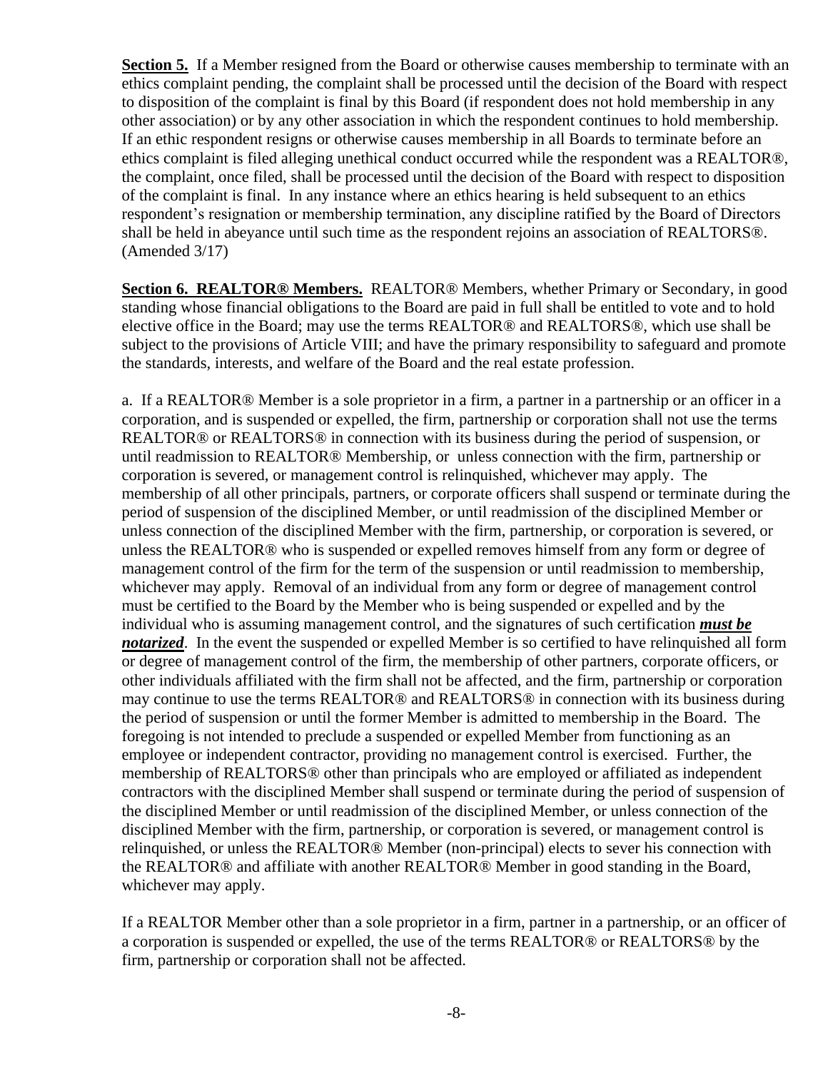**Section 5.** If a Member resigned from the Board or otherwise causes membership to terminate with an ethics complaint pending, the complaint shall be processed until the decision of the Board with respect to disposition of the complaint is final by this Board (if respondent does not hold membership in any other association) or by any other association in which the respondent continues to hold membership. If an ethic respondent resigns or otherwise causes membership in all Boards to terminate before an ethics complaint is filed alleging unethical conduct occurred while the respondent was a REALTOR®, the complaint, once filed, shall be processed until the decision of the Board with respect to disposition of the complaint is final. In any instance where an ethics hearing is held subsequent to an ethics respondent's resignation or membership termination, any discipline ratified by the Board of Directors shall be held in abeyance until such time as the respondent rejoins an association of REALTORS®. (Amended 3/17)

**Section 6. REALTOR® Members.** REALTOR® Members, whether Primary or Secondary, in good standing whose financial obligations to the Board are paid in full shall be entitled to vote and to hold elective office in the Board; may use the terms REALTOR® and REALTORS®, which use shall be subject to the provisions of Article VIII; and have the primary responsibility to safeguard and promote the standards, interests, and welfare of the Board and the real estate profession.

a. If a REALTOR® Member is a sole proprietor in a firm, a partner in a partnership or an officer in a corporation, and is suspended or expelled, the firm, partnership or corporation shall not use the terms REALTOR® or REALTORS® in connection with its business during the period of suspension, or until readmission to REALTOR® Membership, or unless connection with the firm, partnership or corporation is severed, or management control is relinquished, whichever may apply. The membership of all other principals, partners, or corporate officers shall suspend or terminate during the period of suspension of the disciplined Member, or until readmission of the disciplined Member or unless connection of the disciplined Member with the firm, partnership, or corporation is severed, or unless the REALTOR® who is suspended or expelled removes himself from any form or degree of management control of the firm for the term of the suspension or until readmission to membership, whichever may apply. Removal of an individual from any form or degree of management control must be certified to the Board by the Member who is being suspended or expelled and by the individual who is assuming management control, and the signatures of such certification ***must be notarized***. In the event the suspended or expelled Member is so certified to have relinquished all form or degree of management control of the firm, the membership of other partners, corporate officers, or other individuals affiliated with the firm shall not be affected, and the firm, partnership or corporation may continue to use the terms REALTOR® and REALTORS® in connection with its business during the period of suspension or until the former Member is admitted to membership in the Board. The foregoing is not intended to preclude a suspended or expelled Member from functioning as an employee or independent contractor, providing no management control is exercised. Further, the membership of REALTORS® other than principals who are employed or affiliated as independent contractors with the disciplined Member shall suspend or terminate during the period of suspension of the disciplined Member or until readmission of the disciplined Member, or unless connection of the disciplined Member with the firm, partnership, or corporation is severed, or management control is relinquished, or unless the REALTOR® Member (non-principal) elects to sever his connection with the REALTOR® and affiliate with another REALTOR® Member in good standing in the Board, whichever may apply.

If a REALTOR Member other than a sole proprietor in a firm, partner in a partnership, or an officer of a corporation is suspended or expelled, the use of the terms REALTOR® or REALTORS® by the firm, partnership or corporation shall not be affected.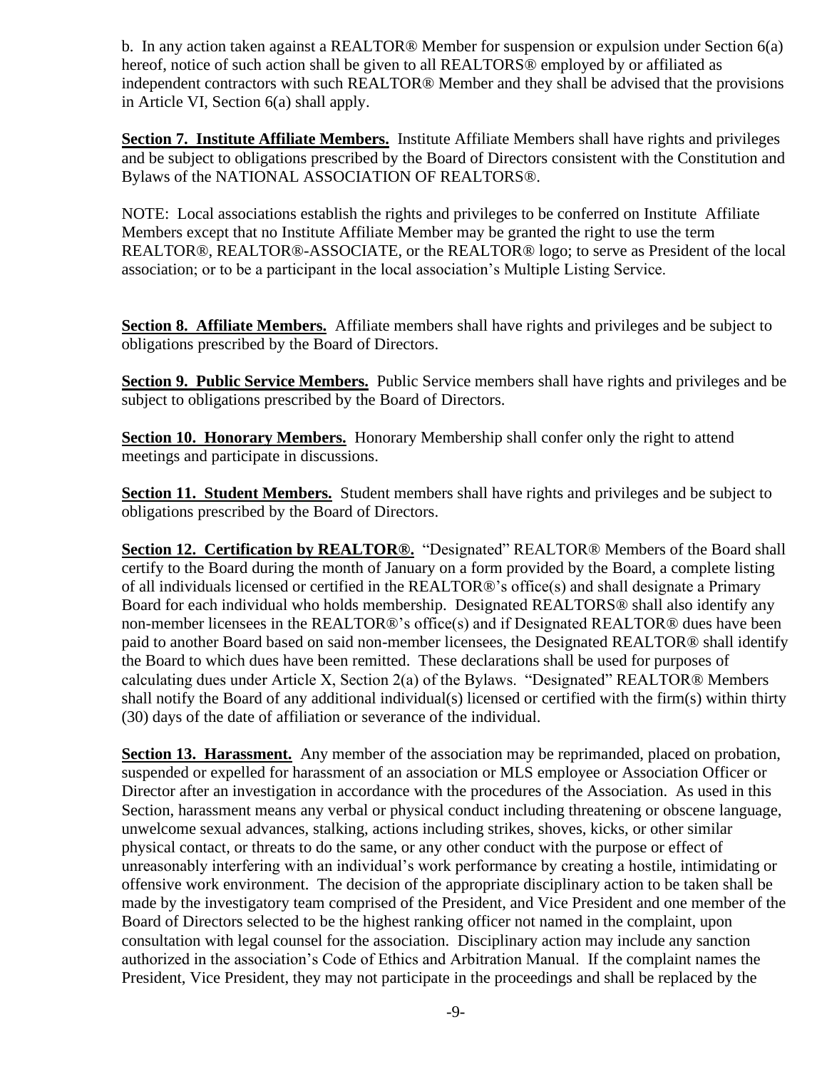b. In any action taken against a REALTOR® Member for suspension or expulsion under Section 6(a) hereof, notice of such action shall be given to all REALTORS® employed by or affiliated as independent contractors with such REALTOR® Member and they shall be advised that the provisions in Article VI, Section 6(a) shall apply.

**Section 7. Institute Affiliate Members.** Institute Affiliate Members shall have rights and privileges and be subject to obligations prescribed by the Board of Directors consistent with the Constitution and Bylaws of the NATIONAL ASSOCIATION OF REALTORS®.

NOTE: Local associations establish the rights and privileges to be conferred on Institute Affiliate Members except that no Institute Affiliate Member may be granted the right to use the term REALTOR®, REALTOR®-ASSOCIATE, or the REALTOR® logo; to serve as President of the local association; or to be a participant in the local association's Multiple Listing Service.

**Section 8. Affiliate Members.** Affiliate members shall have rights and privileges and be subject to obligations prescribed by the Board of Directors.

**Section 9. Public Service Members.** Public Service members shall have rights and privileges and be subject to obligations prescribed by the Board of Directors.

**Section 10. Honorary Members.** Honorary Membership shall confer only the right to attend meetings and participate in discussions.

**Section 11. Student Members.** Student members shall have rights and privileges and be subject to obligations prescribed by the Board of Directors.

**Section 12. Certification by REALTOR®.** "Designated" REALTOR® Members of the Board shall certify to the Board during the month of January on a form provided by the Board, a complete listing of all individuals licensed or certified in the REALTOR®'s office(s) and shall designate a Primary Board for each individual who holds membership. Designated REALTORS® shall also identify any non-member licensees in the REALTOR®'s office(s) and if Designated REALTOR® dues have been paid to another Board based on said non-member licensees, the Designated REALTOR® shall identify the Board to which dues have been remitted. These declarations shall be used for purposes of calculating dues under Article X, Section 2(a) of the Bylaws. "Designated" REALTOR® Members shall notify the Board of any additional individual(s) licensed or certified with the firm(s) within thirty (30) days of the date of affiliation or severance of the individual.

**Section 13. Harassment.** Any member of the association may be reprimanded, placed on probation, suspended or expelled for harassment of an association or MLS employee or Association Officer or Director after an investigation in accordance with the procedures of the Association. As used in this Section, harassment means any verbal or physical conduct including threatening or obscene language, unwelcome sexual advances, stalking, actions including strikes, shoves, kicks, or other similar physical contact, or threats to do the same, or any other conduct with the purpose or effect of unreasonably interfering with an individual's work performance by creating a hostile, intimidating or offensive work environment. The decision of the appropriate disciplinary action to be taken shall be made by the investigatory team comprised of the President, and Vice President and one member of the Board of Directors selected to be the highest ranking officer not named in the complaint, upon consultation with legal counsel for the association. Disciplinary action may include any sanction authorized in the association's Code of Ethics and Arbitration Manual. If the complaint names the President, Vice President, they may not participate in the proceedings and shall be replaced by the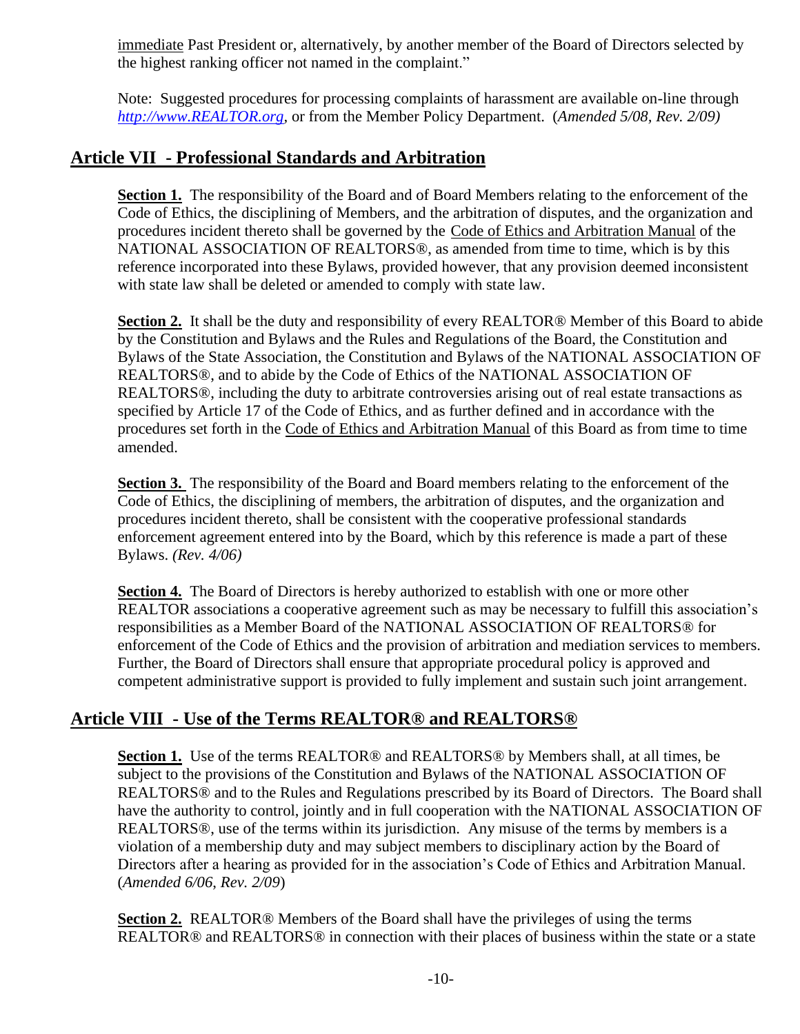immediate Past President or, alternatively, by another member of the Board of Directors selected by the highest ranking officer not named in the complaint."

Note: Suggested procedures for processing complaints of harassment are available on-line through *http://www.REALTOR.org*, or from the Member Policy Department. (*Amended 5/08, Rev. 2/09)*

## Article VII - Professional Standards and Arbitration

**Section 1.** The responsibility of the Board and of Board Members relating to the enforcement of the Code of Ethics, the disciplining of Members, and the arbitration of disputes, and the organization and procedures incident thereto shall be governed by the Code of Ethics and Arbitration Manual of the NATIONAL ASSOCIATION OF REALTORS®, as amended from time to time, which is by this reference incorporated into these Bylaws, provided however, that any provision deemed inconsistent with state law shall be deleted or amended to comply with state law.

**Section 2.** It shall be the duty and responsibility of every REALTOR® Member of this Board to abide by the Constitution and Bylaws and the Rules and Regulations of the Board, the Constitution and Bylaws of the State Association, the Constitution and Bylaws of the NATIONAL ASSOCIATION OF REALTORS®, and to abide by the Code of Ethics of the NATIONAL ASSOCIATION OF REALTORS®, including the duty to arbitrate controversies arising out of real estate transactions as specified by Article 17 of the Code of Ethics, and as further defined and in accordance with the procedures set forth in the Code of Ethics and Arbitration Manual of this Board as from time to time amended.

**Section 3.** The responsibility of the Board and Board members relating to the enforcement of the Code of Ethics, the disciplining of members, the arbitration of disputes, and the organization and procedures incident thereto, shall be consistent with the cooperative professional standards enforcement agreement entered into by the Board, which by this reference is made a part of these Bylaws. *(Rev. 4/06)*

**Section 4.** The Board of Directors is hereby authorized to establish with one or more other REALTOR associations a cooperative agreement such as may be necessary to fulfill this association's responsibilities as a Member Board of the NATIONAL ASSOCIATION OF REALTORS® for enforcement of the Code of Ethics and the provision of arbitration and mediation services to members. Further, the Board of Directors shall ensure that appropriate procedural policy is approved and competent administrative support is provided to fully implement and sustain such joint arrangement.

## Article VIII - Use of the Terms REALTOR® and REALTORS®

**Section 1.** Use of the terms REALTOR® and REALTORS® by Members shall, at all times, be subject to the provisions of the Constitution and Bylaws of the NATIONAL ASSOCIATION OF REALTORS® and to the Rules and Regulations prescribed by its Board of Directors. The Board shall have the authority to control, jointly and in full cooperation with the NATIONAL ASSOCIATION OF REALTORS®, use of the terms within its jurisdiction. Any misuse of the terms by members is a violation of a membership duty and may subject members to disciplinary action by the Board of Directors after a hearing as provided for in the association's Code of Ethics and Arbitration Manual. (*Amended 6/06, Rev. 2/09*)

**Section 2.** REALTOR® Members of the Board shall have the privileges of using the terms REALTOR® and REALTORS® in connection with their places of business within the state or a state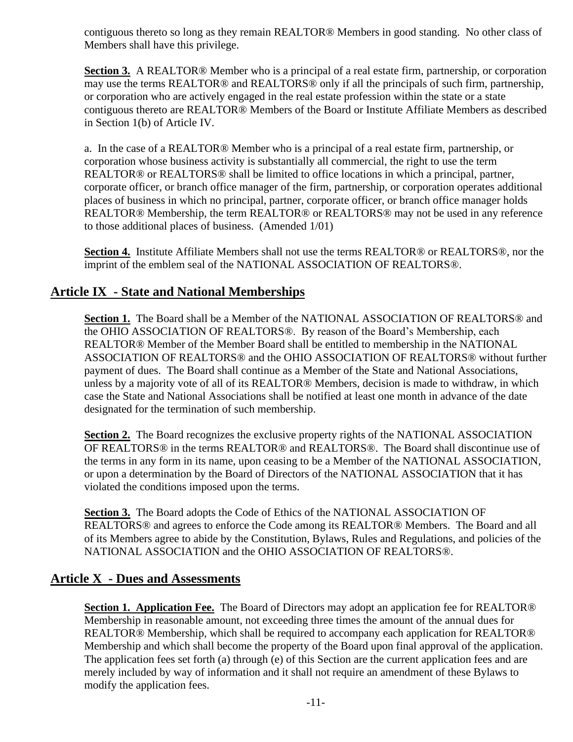contiguous thereto so long as they remain REALTOR® Members in good standing. No other class of Members shall have this privilege.

**Section 3.** A REALTOR® Member who is a principal of a real estate firm, partnership, or corporation may use the terms REALTOR® and REALTORS® only if all the principals of such firm, partnership, or corporation who are actively engaged in the real estate profession within the state or a state contiguous thereto are REALTOR® Members of the Board or Institute Affiliate Members as described in Section 1(b) of Article IV.

a. In the case of a REALTOR® Member who is a principal of a real estate firm, partnership, or corporation whose business activity is substantially all commercial, the right to use the term REALTOR® or REALTORS® shall be limited to office locations in which a principal, partner, corporate officer, or branch office manager of the firm, partnership, or corporation operates additional places of business in which no principal, partner, corporate officer, or branch office manager holds REALTOR® Membership, the term REALTOR® or REALTORS® may not be used in any reference to those additional places of business. (Amended 1/01)

**Section 4.** Institute Affiliate Members shall not use the terms REALTOR® or REALTORS®, nor the imprint of the emblem seal of the NATIONAL ASSOCIATION OF REALTORS®.

## Article IX - State and National Memberships

**Section 1.** The Board shall be a Member of the NATIONAL ASSOCIATION OF REALTORS® and the OHIO ASSOCIATION OF REALTORS®. By reason of the Board's Membership, each REALTOR® Member of the Member Board shall be entitled to membership in the NATIONAL ASSOCIATION OF REALTORS® and the OHIO ASSOCIATION OF REALTORS® without further payment of dues. The Board shall continue as a Member of the State and National Associations, unless by a majority vote of all of its REALTOR® Members, decision is made to withdraw, in which case the State and National Associations shall be notified at least one month in advance of the date designated for the termination of such membership.

**Section 2.** The Board recognizes the exclusive property rights of the NATIONAL ASSOCIATION OF REALTORS® in the terms REALTOR® and REALTORS®. The Board shall discontinue use of the terms in any form in its name, upon ceasing to be a Member of the NATIONAL ASSOCIATION, or upon a determination by the Board of Directors of the NATIONAL ASSOCIATION that it has violated the conditions imposed upon the terms.

**Section 3.** The Board adopts the Code of Ethics of the NATIONAL ASSOCIATION OF REALTORS® and agrees to enforce the Code among its REALTOR® Members. The Board and all of its Members agree to abide by the Constitution, Bylaws, Rules and Regulations, and policies of the NATIONAL ASSOCIATION and the OHIO ASSOCIATION OF REALTORS®.

## Article X - Dues and Assessments

**Section 1. Application Fee.** The Board of Directors may adopt an application fee for REALTOR® Membership in reasonable amount, not exceeding three times the amount of the annual dues for REALTOR® Membership, which shall be required to accompany each application for REALTOR® Membership and which shall become the property of the Board upon final approval of the application. The application fees set forth (a) through (e) of this Section are the current application fees and are merely included by way of information and it shall not require an amendment of these Bylaws to modify the application fees.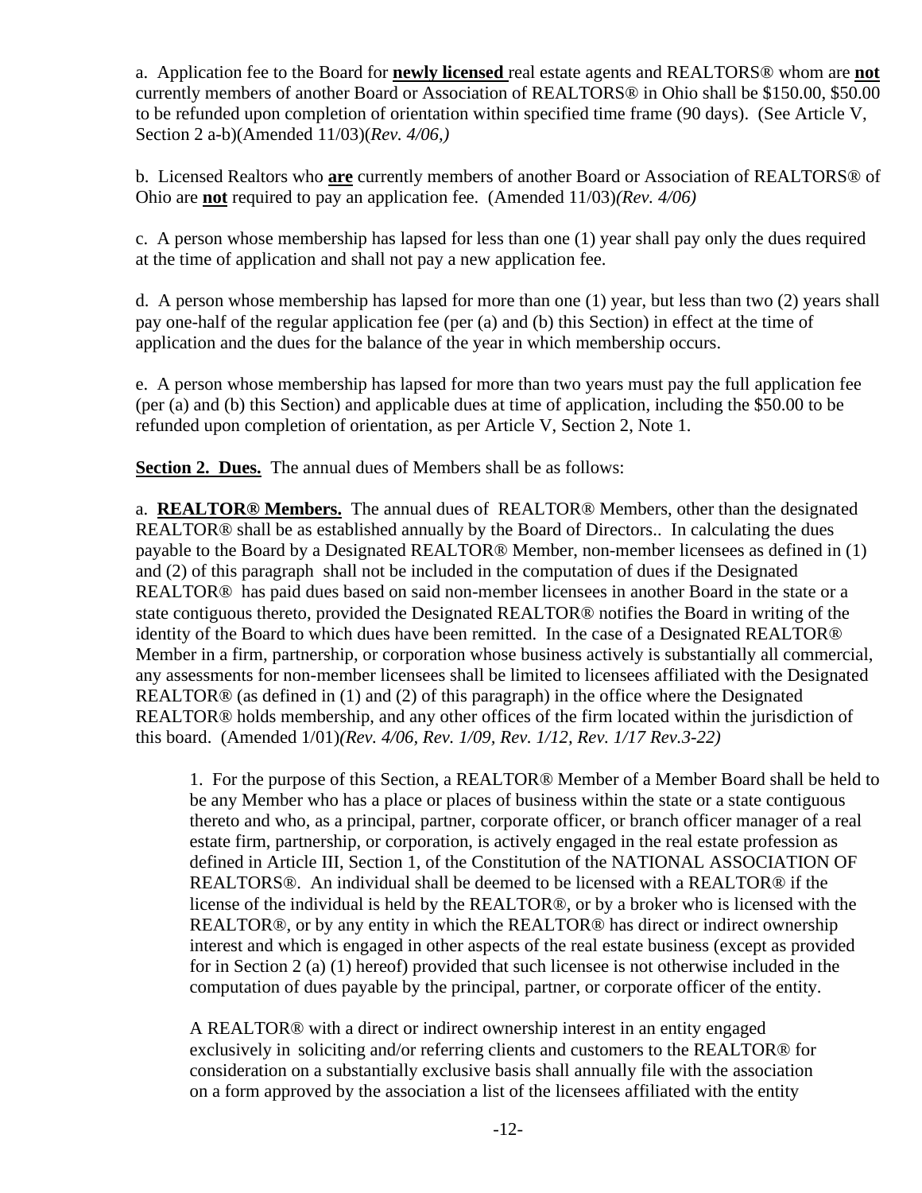a. Application fee to the Board for **newly licensed** real estate agents and REALTORS® whom are **not** currently members of another Board or Association of REALTORS® in Ohio shall be $150.00, $50.00 to be refunded upon completion of orientation within specified time frame (90 days). (See Article V, Section 2 a-b)(Amended 11/03)(*Rev. 4/06,)*

b. Licensed Realtors who **are** currently members of another Board or Association of REALTORS® of Ohio are **not** required to pay an application fee. (Amended 11/03)*(Rev. 4/06)*

c. A person whose membership has lapsed for less than one (1) year shall pay only the dues required at the time of application and shall not pay a new application fee.

d. A person whose membership has lapsed for more than one (1) year, but less than two (2) years shall pay one-half of the regular application fee (per (a) and (b) this Section) in effect at the time of application and the dues for the balance of the year in which membership occurs.

e. A person whose membership has lapsed for more than two years must pay the full application fee (per (a) and (b) this Section) and applicable dues at time of application, including the $50.00 to be refunded upon completion of orientation, as per Article V, Section 2, Note 1.

**Section 2. Dues.** The annual dues of Members shall be as follows:

a. **REALTOR® Members.** The annual dues of REALTOR® Members, other than the designated REALTOR® shall be as established annually by the Board of Directors.. In calculating the dues payable to the Board by a Designated REALTOR® Member, non-member licensees as defined in (1) and (2) of this paragraph shall not be included in the computation of dues if the Designated REALTOR® has paid dues based on said non-member licensees in another Board in the state or a state contiguous thereto, provided the Designated REALTOR® notifies the Board in writing of the identity of the Board to which dues have been remitted. In the case of a Designated REALTOR® Member in a firm, partnership, or corporation whose business actively is substantially all commercial, any assessments for non-member licensees shall be limited to licensees affiliated with the Designated REALTOR® (as defined in (1) and (2) of this paragraph) in the office where the Designated REALTOR® holds membership, and any other offices of the firm located within the jurisdiction of this board. (Amended 1/01)*(Rev. 4/06, Rev. 1/09, Rev. 1/12, Rev. 1/17 Rev.3-22)*

1. For the purpose of this Section, a REALTOR® Member of a Member Board shall be held to be any Member who has a place or places of business within the state or a state contiguous thereto and who, as a principal, partner, corporate officer, or branch officer manager of a real estate firm, partnership, or corporation, is actively engaged in the real estate profession as defined in Article III, Section 1, of the Constitution of the NATIONAL ASSOCIATION OF REALTORS®. An individual shall be deemed to be licensed with a REALTOR® if the license of the individual is held by the REALTOR®, or by a broker who is licensed with the REALTOR®, or by any entity in which the REALTOR® has direct or indirect ownership interest and which is engaged in other aspects of the real estate business (except as provided for in Section 2 (a) (1) hereof) provided that such licensee is not otherwise included in the computation of dues payable by the principal, partner, or corporate officer of the entity.

A REALTOR® with a direct or indirect ownership interest in an entity engaged exclusively in soliciting and/or referring clients and customers to the REALTOR® for consideration on a substantially exclusive basis shall annually file with the association on a form approved by the association a list of the licensees affiliated with the entity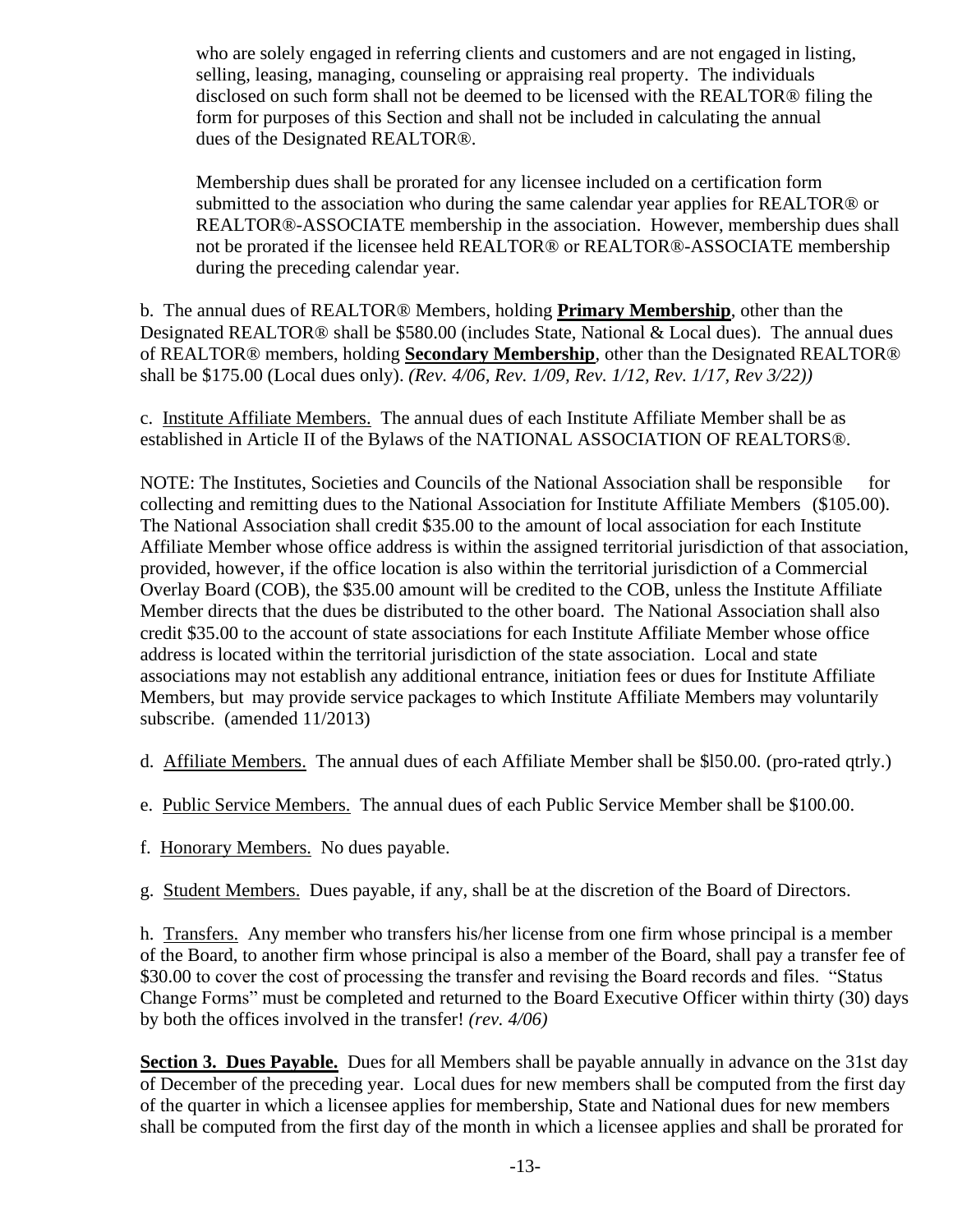who are solely engaged in referring clients and customers and are not engaged in listing, selling, leasing, managing, counseling or appraising real property. The individuals disclosed on such form shall not be deemed to be licensed with the REALTOR® filing the form for purposes of this Section and shall not be included in calculating the annual dues of the Designated REALTOR®.

Membership dues shall be prorated for any licensee included on a certification form submitted to the association who during the same calendar year applies for REALTOR® or REALTOR®-ASSOCIATE membership in the association. However, membership dues shall not be prorated if the licensee held REALTOR® or REALTOR®-ASSOCIATE membership during the preceding calendar year.

b. The annual dues of REALTOR® Members, holding **Primary Membership**, other than the Designated REALTOR® shall be $580.00 (includes State, National & Local dues). The annual dues of REALTOR® members, holding **Secondary Membership**, other than the Designated REALTOR® shall be $175.00 (Local dues only). *(Rev. 4/06, Rev. 1/09, Rev. 1/12, Rev. 1/17, Rev 3/22))*

c. Institute Affiliate Members. The annual dues of each Institute Affiliate Member shall be as established in Article II of the Bylaws of the NATIONAL ASSOCIATION OF REALTORS®.

NOTE: The Institutes, Societies and Councils of the National Association shall be responsible for collecting and remitting dues to the National Association for Institute Affiliate Members ($105.00). The National Association shall credit $35.00 to the amount of local association for each Institute Affiliate Member whose office address is within the assigned territorial jurisdiction of that association, provided, however, if the office location is also within the territorial jurisdiction of a Commercial Overlay Board (COB), the $35.00 amount will be credited to the COB, unless the Institute Affiliate Member directs that the dues be distributed to the other board. The National Association shall also credit $35.00 to the account of state associations for each Institute Affiliate Member whose office address is located within the territorial jurisdiction of the state association. Local and state associations may not establish any additional entrance, initiation fees or dues for Institute Affiliate Members, but may provide service packages to which Institute Affiliate Members may voluntarily subscribe. (amended 11/2013)

d. Affiliate Members. The annual dues of each Affiliate Member shall be $l50.00. (pro-rated qtrly.)

e. Public Service Members. The annual dues of each Public Service Member shall be $100.00.

f. Honorary Members. No dues payable.

g. Student Members. Dues payable, if any, shall be at the discretion of the Board of Directors.

h. Transfers. Any member who transfers his/her license from one firm whose principal is a member of the Board, to another firm whose principal is also a member of the Board, shall pay a transfer fee of $30.00 to cover the cost of processing the transfer and revising the Board records and files. "Status Change Forms" must be completed and returned to the Board Executive Officer within thirty (30) days by both the offices involved in the transfer! *(rev. 4/06)*

**Section 3. Dues Payable.** Dues for all Members shall be payable annually in advance on the 31st day of December of the preceding year. Local dues for new members shall be computed from the first day of the quarter in which a licensee applies for membership, State and National dues for new members shall be computed from the first day of the month in which a licensee applies and shall be prorated for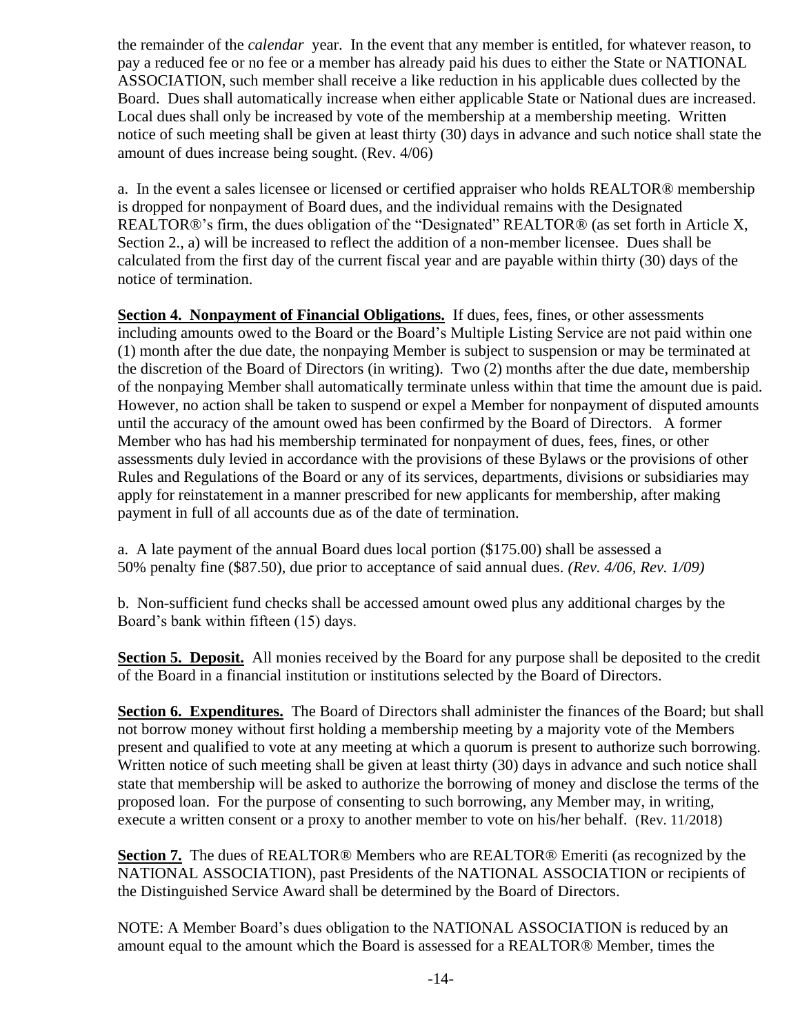the remainder of the *calendar* year. In the event that any member is entitled, for whatever reason, to pay a reduced fee or no fee or a member has already paid his dues to either the State or NATIONAL ASSOCIATION, such member shall receive a like reduction in his applicable dues collected by the Board. Dues shall automatically increase when either applicable State or National dues are increased. Local dues shall only be increased by vote of the membership at a membership meeting. Written notice of such meeting shall be given at least thirty (30) days in advance and such notice shall state the amount of dues increase being sought. (Rev. 4/06)

a. In the event a sales licensee or licensed or certified appraiser who holds REALTOR® membership is dropped for nonpayment of Board dues, and the individual remains with the Designated REALTOR®'s firm, the dues obligation of the "Designated" REALTOR® (as set forth in Article X, Section 2., a) will be increased to reflect the addition of a non-member licensee. Dues shall be calculated from the first day of the current fiscal year and are payable within thirty (30) days of the notice of termination.

**Section 4. Nonpayment of Financial Obligations.** If dues, fees, fines, or other assessments including amounts owed to the Board or the Board's Multiple Listing Service are not paid within one (1) month after the due date, the nonpaying Member is subject to suspension or may be terminated at the discretion of the Board of Directors (in writing). Two (2) months after the due date, membership of the nonpaying Member shall automatically terminate unless within that time the amount due is paid. However, no action shall be taken to suspend or expel a Member for nonpayment of disputed amounts until the accuracy of the amount owed has been confirmed by the Board of Directors. A former Member who has had his membership terminated for nonpayment of dues, fees, fines, or other assessments duly levied in accordance with the provisions of these Bylaws or the provisions of other Rules and Regulations of the Board or any of its services, departments, divisions or subsidiaries may apply for reinstatement in a manner prescribed for new applicants for membership, after making payment in full of all accounts due as of the date of termination.

a. A late payment of the annual Board dues local portion ($175.00) shall be assessed a 50% penalty fine ($87.50), due prior to acceptance of said annual dues. *(Rev. 4/06, Rev. 1/09)*

b. Non-sufficient fund checks shall be accessed amount owed plus any additional charges by the Board's bank within fifteen (15) days.

**Section 5. Deposit.** All monies received by the Board for any purpose shall be deposited to the credit of the Board in a financial institution or institutions selected by the Board of Directors.

**Section 6. Expenditures.** The Board of Directors shall administer the finances of the Board; but shall not borrow money without first holding a membership meeting by a majority vote of the Members present and qualified to vote at any meeting at which a quorum is present to authorize such borrowing. Written notice of such meeting shall be given at least thirty (30) days in advance and such notice shall state that membership will be asked to authorize the borrowing of money and disclose the terms of the proposed loan. For the purpose of consenting to such borrowing, any Member may, in writing, execute a written consent or a proxy to another member to vote on his/her behalf. (Rev. 11/2018)

**Section 7.** The dues of REALTOR® Members who are REALTOR® Emeriti (as recognized by the NATIONAL ASSOCIATION), past Presidents of the NATIONAL ASSOCIATION or recipients of the Distinguished Service Award shall be determined by the Board of Directors.

NOTE: A Member Board's dues obligation to the NATIONAL ASSOCIATION is reduced by an amount equal to the amount which the Board is assessed for a REALTOR® Member, times the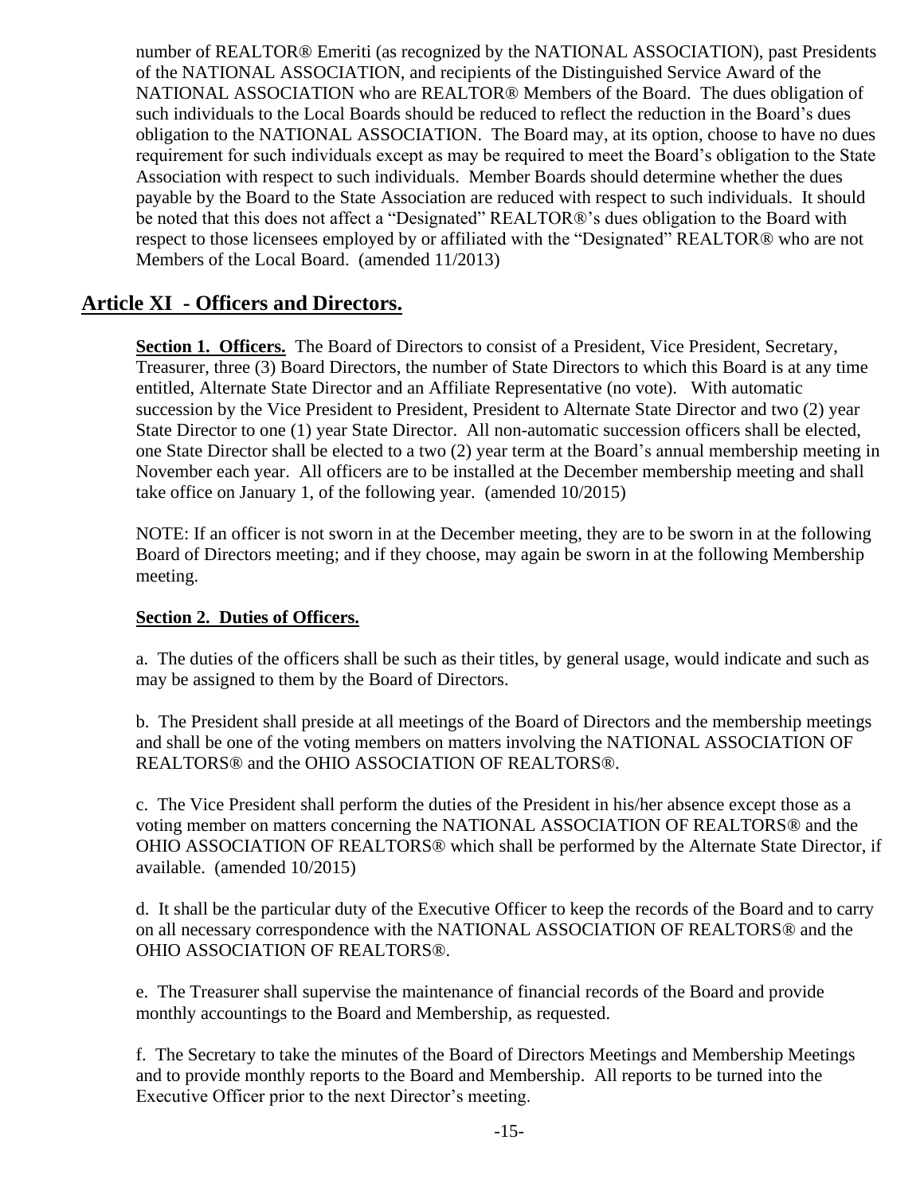number of REALTOR® Emeriti (as recognized by the NATIONAL ASSOCIATION), past Presidents of the NATIONAL ASSOCIATION, and recipients of the Distinguished Service Award of the NATIONAL ASSOCIATION who are REALTOR® Members of the Board. The dues obligation of such individuals to the Local Boards should be reduced to reflect the reduction in the Board's dues obligation to the NATIONAL ASSOCIATION. The Board may, at its option, choose to have no dues requirement for such individuals except as may be required to meet the Board's obligation to the State Association with respect to such individuals. Member Boards should determine whether the dues payable by the Board to the State Association are reduced with respect to such individuals. It should be noted that this does not affect a "Designated" REALTOR®'s dues obligation to the Board with respect to those licensees employed by or affiliated with the "Designated" REALTOR® who are not Members of the Local Board. (amended 11/2013)

## Article XI - Officers and Directors.

**Section 1. Officers.** The Board of Directors to consist of a President, Vice President, Secretary, Treasurer, three (3) Board Directors, the number of State Directors to which this Board is at any time entitled, Alternate State Director and an Affiliate Representative (no vote). With automatic succession by the Vice President to President, President to Alternate State Director and two (2) year State Director to one (1) year State Director. All non-automatic succession officers shall be elected, one State Director shall be elected to a two (2) year term at the Board's annual membership meeting in November each year. All officers are to be installed at the December membership meeting and shall take office on January 1, of the following year. (amended 10/2015)

NOTE: If an officer is not sworn in at the December meeting, they are to be sworn in at the following Board of Directors meeting; and if they choose, may again be sworn in at the following Membership meeting.

**Section 2. Duties of Officers.**

a. The duties of the officers shall be such as their titles, by general usage, would indicate and such as may be assigned to them by the Board of Directors.

b. The President shall preside at all meetings of the Board of Directors and the membership meetings and shall be one of the voting members on matters involving the NATIONAL ASSOCIATION OF REALTORS® and the OHIO ASSOCIATION OF REALTORS®.

c. The Vice President shall perform the duties of the President in his/her absence except those as a voting member on matters concerning the NATIONAL ASSOCIATION OF REALTORS® and the OHIO ASSOCIATION OF REALTORS® which shall be performed by the Alternate State Director, if available. (amended 10/2015)

d. It shall be the particular duty of the Executive Officer to keep the records of the Board and to carry on all necessary correspondence with the NATIONAL ASSOCIATION OF REALTORS® and the OHIO ASSOCIATION OF REALTORS®.

e. The Treasurer shall supervise the maintenance of financial records of the Board and provide monthly accountings to the Board and Membership, as requested.

f. The Secretary to take the minutes of the Board of Directors Meetings and Membership Meetings and to provide monthly reports to the Board and Membership. All reports to be turned into the Executive Officer prior to the next Director's meeting.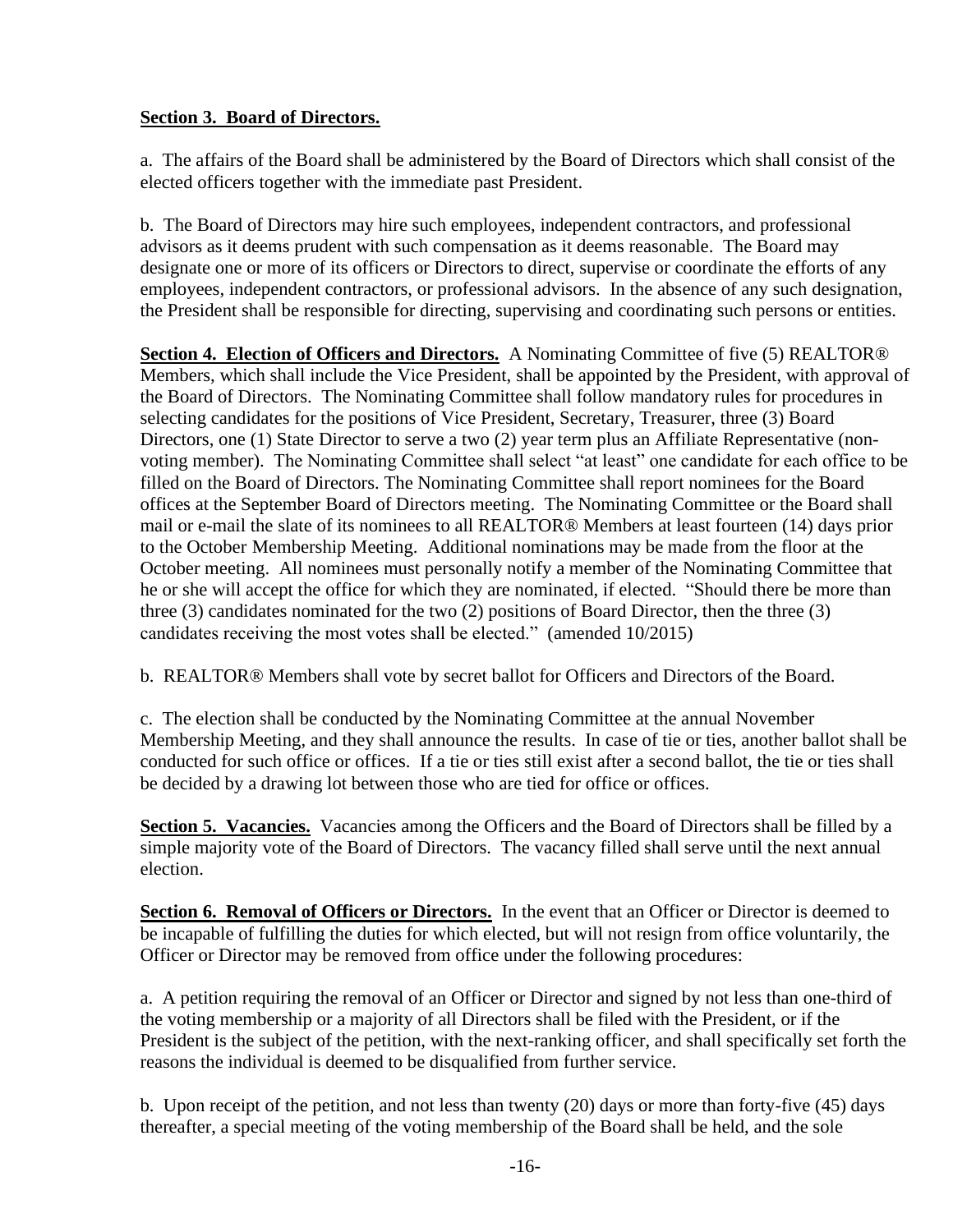**Section 3. Board of Directors.**

a. The affairs of the Board shall be administered by the Board of Directors which shall consist of the elected officers together with the immediate past President.

b. The Board of Directors may hire such employees, independent contractors, and professional advisors as it deems prudent with such compensation as it deems reasonable. The Board may designate one or more of its officers or Directors to direct, supervise or coordinate the efforts of any employees, independent contractors, or professional advisors. In the absence of any such designation, the President shall be responsible for directing, supervising and coordinating such persons or entities.

**Section 4. Election of Officers and Directors.** A Nominating Committee of five (5) REALTOR® Members, which shall include the Vice President, shall be appointed by the President, with approval of the Board of Directors. The Nominating Committee shall follow mandatory rules for procedures in selecting candidates for the positions of Vice President, Secretary, Treasurer, three (3) Board Directors, one (1) State Director to serve a two (2) year term plus an Affiliate Representative (non-voting member). The Nominating Committee shall select "at least" one candidate for each office to be filled on the Board of Directors. The Nominating Committee shall report nominees for the Board offices at the September Board of Directors meeting. The Nominating Committee or the Board shall mail or e-mail the slate of its nominees to all REALTOR® Members at least fourteen (14) days prior to the October Membership Meeting. Additional nominations may be made from the floor at the October meeting. All nominees must personally notify a member of the Nominating Committee that he or she will accept the office for which they are nominated, if elected. "Should there be more than three (3) candidates nominated for the two (2) positions of Board Director, then the three (3) candidates receiving the most votes shall be elected." (amended 10/2015)

b. REALTOR® Members shall vote by secret ballot for Officers and Directors of the Board.

c. The election shall be conducted by the Nominating Committee at the annual November Membership Meeting, and they shall announce the results. In case of tie or ties, another ballot shall be conducted for such office or offices. If a tie or ties still exist after a second ballot, the tie or ties shall be decided by a drawing lot between those who are tied for office or offices.

**Section 5. Vacancies.** Vacancies among the Officers and the Board of Directors shall be filled by a simple majority vote of the Board of Directors. The vacancy filled shall serve until the next annual election.

**Section 6. Removal of Officers or Directors.** In the event that an Officer or Director is deemed to be incapable of fulfilling the duties for which elected, but will not resign from office voluntarily, the Officer or Director may be removed from office under the following procedures:

a. A petition requiring the removal of an Officer or Director and signed by not less than one-third of the voting membership or a majority of all Directors shall be filed with the President, or if the President is the subject of the petition, with the next-ranking officer, and shall specifically set forth the reasons the individual is deemed to be disqualified from further service.

b. Upon receipt of the petition, and not less than twenty (20) days or more than forty-five (45) days thereafter, a special meeting of the voting membership of the Board shall be held, and the sole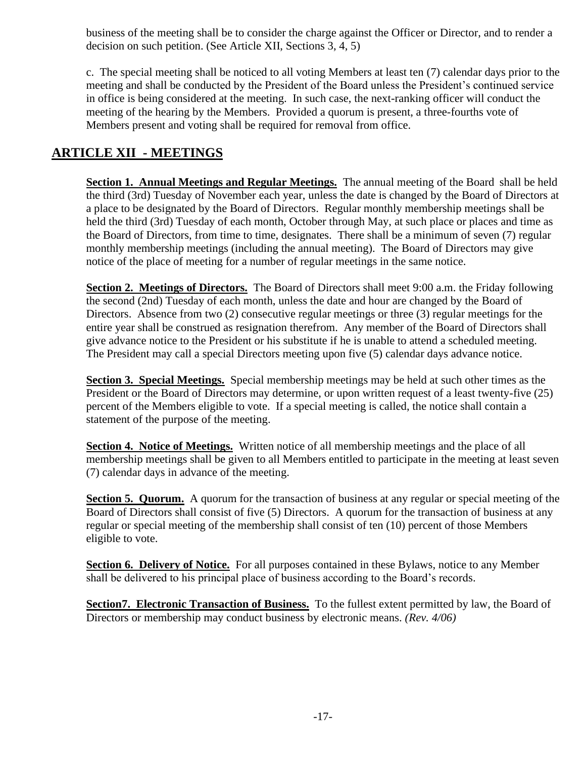business of the meeting shall be to consider the charge against the Officer or Director, and to render a decision on such petition. (See Article XII, Sections 3, 4, 5)

c. The special meeting shall be noticed to all voting Members at least ten (7) calendar days prior to the meeting and shall be conducted by the President of the Board unless the President's continued service in office is being considered at the meeting. In such case, the next-ranking officer will conduct the meeting of the hearing by the Members. Provided a quorum is present, a three-fourths vote of Members present and voting shall be required for removal from office.

## ARTICLE XII - MEETINGS

**Section 1. Annual Meetings and Regular Meetings.** The annual meeting of the Board shall be held the third (3rd) Tuesday of November each year, unless the date is changed by the Board of Directors at a place to be designated by the Board of Directors. Regular monthly membership meetings shall be held the third (3rd) Tuesday of each month, October through May, at such place or places and time as the Board of Directors, from time to time, designates. There shall be a minimum of seven (7) regular monthly membership meetings (including the annual meeting). The Board of Directors may give notice of the place of meeting for a number of regular meetings in the same notice.

**Section 2. Meetings of Directors.** The Board of Directors shall meet 9:00 a.m. the Friday following the second (2nd) Tuesday of each month, unless the date and hour are changed by the Board of Directors. Absence from two (2) consecutive regular meetings or three (3) regular meetings for the entire year shall be construed as resignation therefrom. Any member of the Board of Directors shall give advance notice to the President or his substitute if he is unable to attend a scheduled meeting. The President may call a special Directors meeting upon five (5) calendar days advance notice.

**Section 3. Special Meetings.** Special membership meetings may be held at such other times as the President or the Board of Directors may determine, or upon written request of a least twenty-five (25) percent of the Members eligible to vote. If a special meeting is called, the notice shall contain a statement of the purpose of the meeting.

**Section 4. Notice of Meetings.** Written notice of all membership meetings and the place of all membership meetings shall be given to all Members entitled to participate in the meeting at least seven (7) calendar days in advance of the meeting.

**Section 5. Quorum.** A quorum for the transaction of business at any regular or special meeting of the Board of Directors shall consist of five (5) Directors. A quorum for the transaction of business at any regular or special meeting of the membership shall consist of ten (10) percent of those Members eligible to vote.

**Section 6. Delivery of Notice.** For all purposes contained in these Bylaws, notice to any Member shall be delivered to his principal place of business according to the Board's records.

**Section7. Electronic Transaction of Business.** To the fullest extent permitted by law, the Board of Directors or membership may conduct business by electronic means. *(Rev. 4/06)*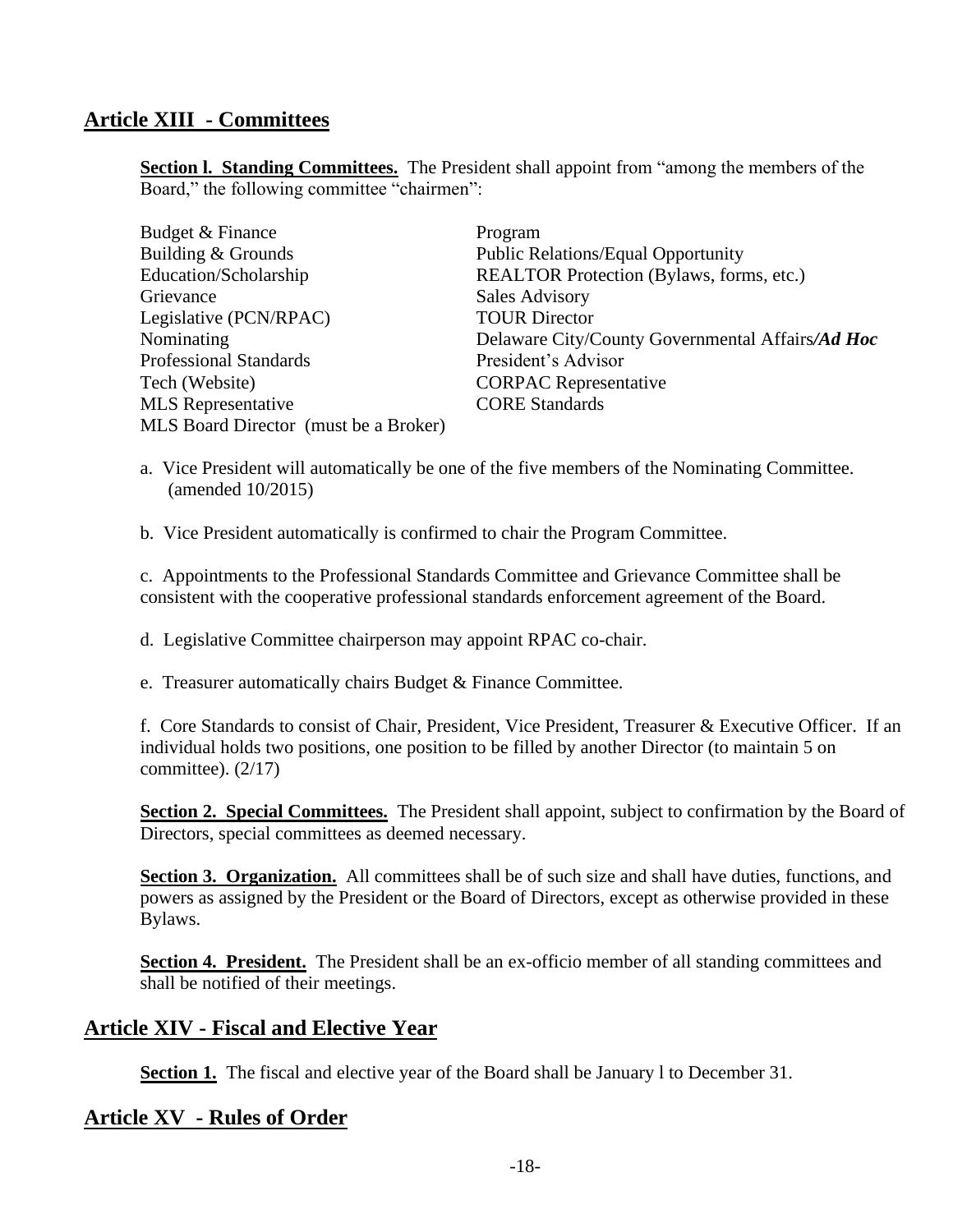## Article XIII - Committees

**Section l. Standing Committees.** The President shall appoint from "among the members of the Board," the following committee "chairmen":

- Budget & Finance
- Building & Grounds
- Education/Scholarship
- Grievance
- Legislative (PCN/RPAC)
- Nominating
- Professional Standards
- Tech (Website)
- MLS Representative
- MLS Board Director (must be a Broker)
- Program
- Public Relations/Equal Opportunity
- REALTOR Protection (Bylaws, forms, etc.)
- Sales Advisory
- TOUR Director
- Delaware City/County Governmental Affairs***/Ad Hoc***
- President's Advisor
- CORPAC Representative
- CORE Standards

a. Vice President will automatically be one of the five members of the Nominating Committee. (amended 10/2015)

b. Vice President automatically is confirmed to chair the Program Committee.

c. Appointments to the Professional Standards Committee and Grievance Committee shall be consistent with the cooperative professional standards enforcement agreement of the Board.

d. Legislative Committee chairperson may appoint RPAC co-chair.

e. Treasurer automatically chairs Budget & Finance Committee.

f. Core Standards to consist of Chair, President, Vice President, Treasurer & Executive Officer. If an individual holds two positions, one position to be filled by another Director (to maintain 5 on committee). (2/17)

**Section 2. Special Committees.** The President shall appoint, subject to confirmation by the Board of Directors, special committees as deemed necessary.

**Section 3. Organization.** All committees shall be of such size and shall have duties, functions, and powers as assigned by the President or the Board of Directors, except as otherwise provided in these Bylaws.

**Section 4. President.** The President shall be an ex-officio member of all standing committees and shall be notified of their meetings.

## Article XIV - Fiscal and Elective Year

**Section 1.** The fiscal and elective year of the Board shall be January l to December 31.

## Article XV - Rules of Order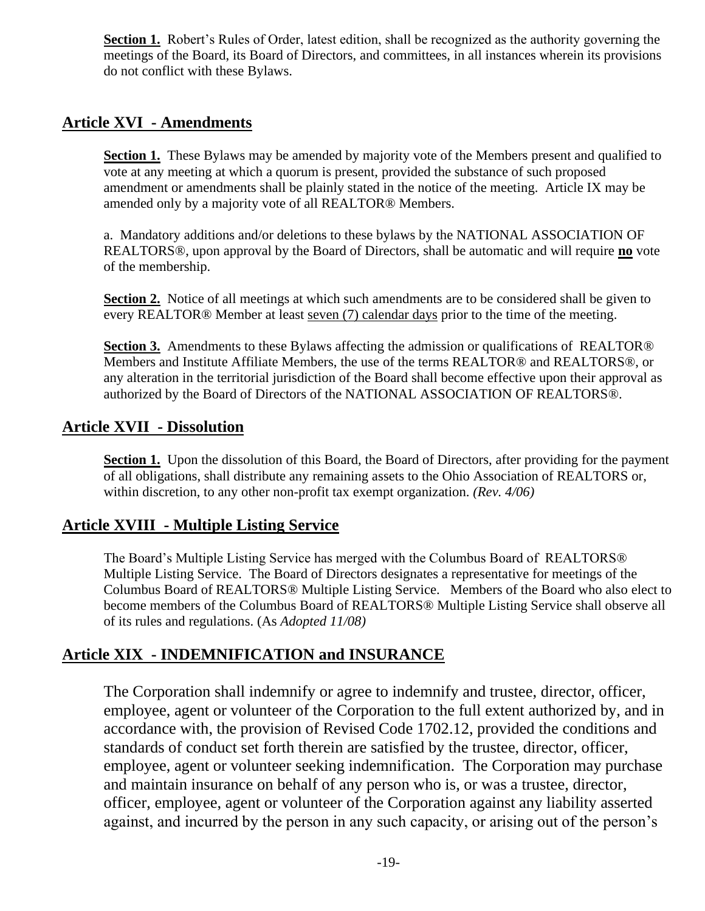**Section 1.** Robert's Rules of Order, latest edition, shall be recognized as the authority governing the meetings of the Board, its Board of Directors, and committees, in all instances wherein its provisions do not conflict with these Bylaws.

## Article XVI - Amendments

**Section 1.** These Bylaws may be amended by majority vote of the Members present and qualified to vote at any meeting at which a quorum is present, provided the substance of such proposed amendment or amendments shall be plainly stated in the notice of the meeting. Article IX may be amended only by a majority vote of all REALTOR® Members.

a. Mandatory additions and/or deletions to these bylaws by the NATIONAL ASSOCIATION OF REALTORS®, upon approval by the Board of Directors, shall be automatic and will require **no** vote of the membership.

**Section 2.** Notice of all meetings at which such amendments are to be considered shall be given to every REALTOR® Member at least seven (7) calendar days prior to the time of the meeting.

**Section 3.** Amendments to these Bylaws affecting the admission or qualifications of REALTOR® Members and Institute Affiliate Members, the use of the terms REALTOR® and REALTORS®, or any alteration in the territorial jurisdiction of the Board shall become effective upon their approval as authorized by the Board of Directors of the NATIONAL ASSOCIATION OF REALTORS®.

## Article XVII - Dissolution

**Section 1.** Upon the dissolution of this Board, the Board of Directors, after providing for the payment of all obligations, shall distribute any remaining assets to the Ohio Association of REALTORS or, within discretion, to any other non-profit tax exempt organization. *(Rev. 4/06)*

## Article XVIII - Multiple Listing Service

The Board's Multiple Listing Service has merged with the Columbus Board of REALTORS® Multiple Listing Service. The Board of Directors designates a representative for meetings of the Columbus Board of REALTORS® Multiple Listing Service. Members of the Board who also elect to become members of the Columbus Board of REALTORS® Multiple Listing Service shall observe all of its rules and regulations. (As *Adopted 11/08)*

## Article XIX - INDEMNIFICATION and INSURANCE

The Corporation shall indemnify or agree to indemnify and trustee, director, officer, employee, agent or volunteer of the Corporation to the full extent authorized by, and in accordance with, the provision of Revised Code 1702.12, provided the conditions and standards of conduct set forth therein are satisfied by the trustee, director, officer, employee, agent or volunteer seeking indemnification. The Corporation may purchase and maintain insurance on behalf of any person who is, or was a trustee, director, officer, employee, agent or volunteer of the Corporation against any liability asserted against, and incurred by the person in any such capacity, or arising out of the person's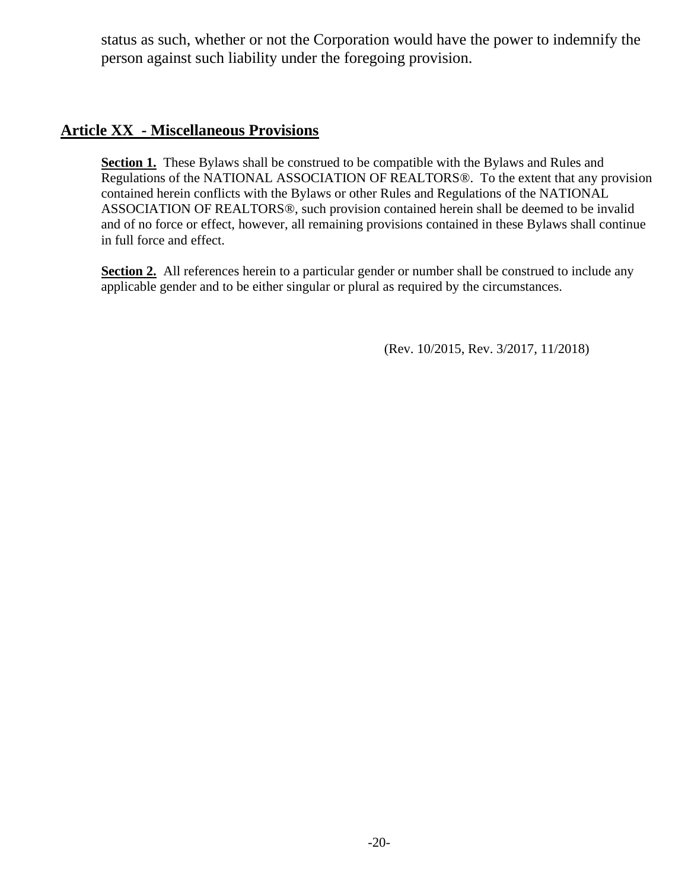status as such, whether or not the Corporation would have the power to indemnify the person against such liability under the foregoing provision.

## Article XX - Miscellaneous Provisions

**Section 1.** These Bylaws shall be construed to be compatible with the Bylaws and Rules and Regulations of the NATIONAL ASSOCIATION OF REALTORS®. To the extent that any provision contained herein conflicts with the Bylaws or other Rules and Regulations of the NATIONAL ASSOCIATION OF REALTORS®, such provision contained herein shall be deemed to be invalid and of no force or effect, however, all remaining provisions contained in these Bylaws shall continue in full force and effect.

**Section 2.** All references herein to a particular gender or number shall be construed to include any applicable gender and to be either singular or plural as required by the circumstances.

(Rev. 10/2015, Rev. 3/2017, 11/2018)